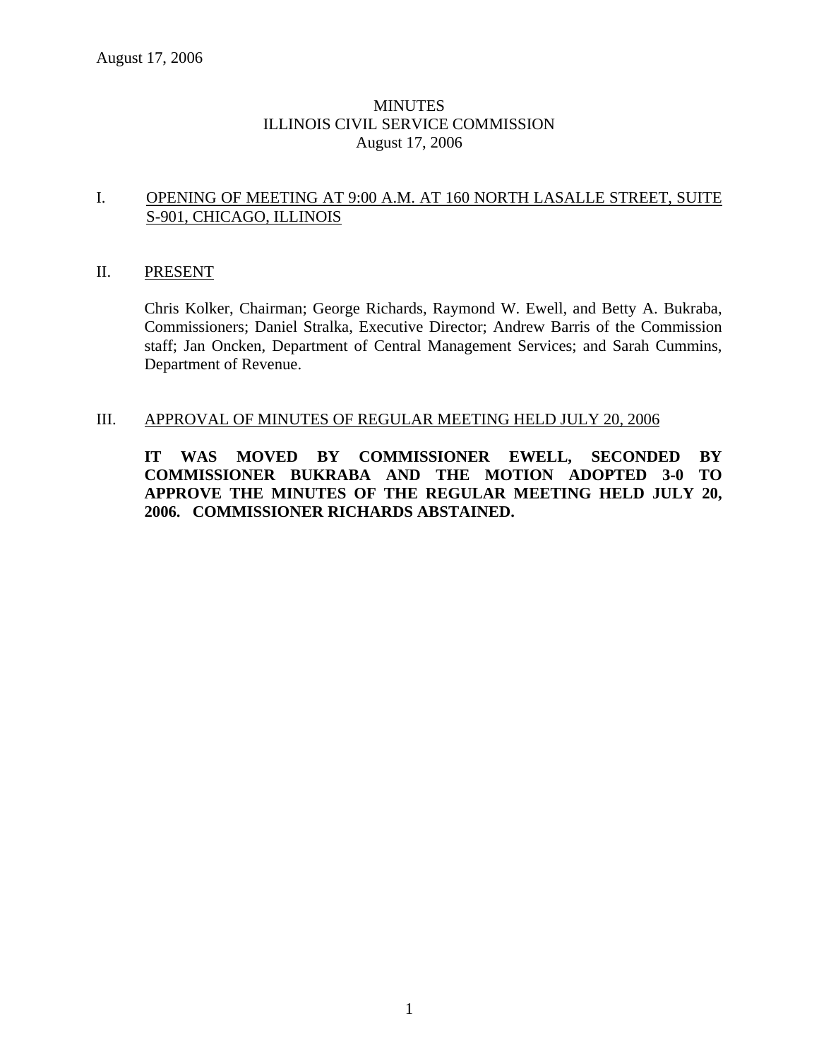# MINUTES
## ILLINOIS CIVIL SERVICE COMMISSION
### August 17, 2006

## I. OPENING OF MEETING AT 9:00 A.M. AT 160 NORTH LASALLE STREET, SUITE S-901, CHICAGO, ILLINOIS

## II. PRESENT

Chris Kolker, Chairman; George Richards, Raymond W. Ewell, and Betty A. Bukraba, Commissioners; Daniel Stralka, Executive Director; Andrew Barris of the Commission staff; Jan Oncken, Department of Central Management Services; and Sarah Cummins, Department of Revenue.

## III. APPROVAL OF MINUTES OF REGULAR MEETING HELD JULY 20, 2006

**IT WAS MOVED BY COMMISSIONER EWELL, SECONDED BY COMMISSIONER BUKRABA AND THE MOTION ADOPTED 3-0 TO APPROVE THE MINUTES OF THE REGULAR MEETING HELD JULY 20, 2006. COMMISSIONER RICHARDS ABSTAINED.**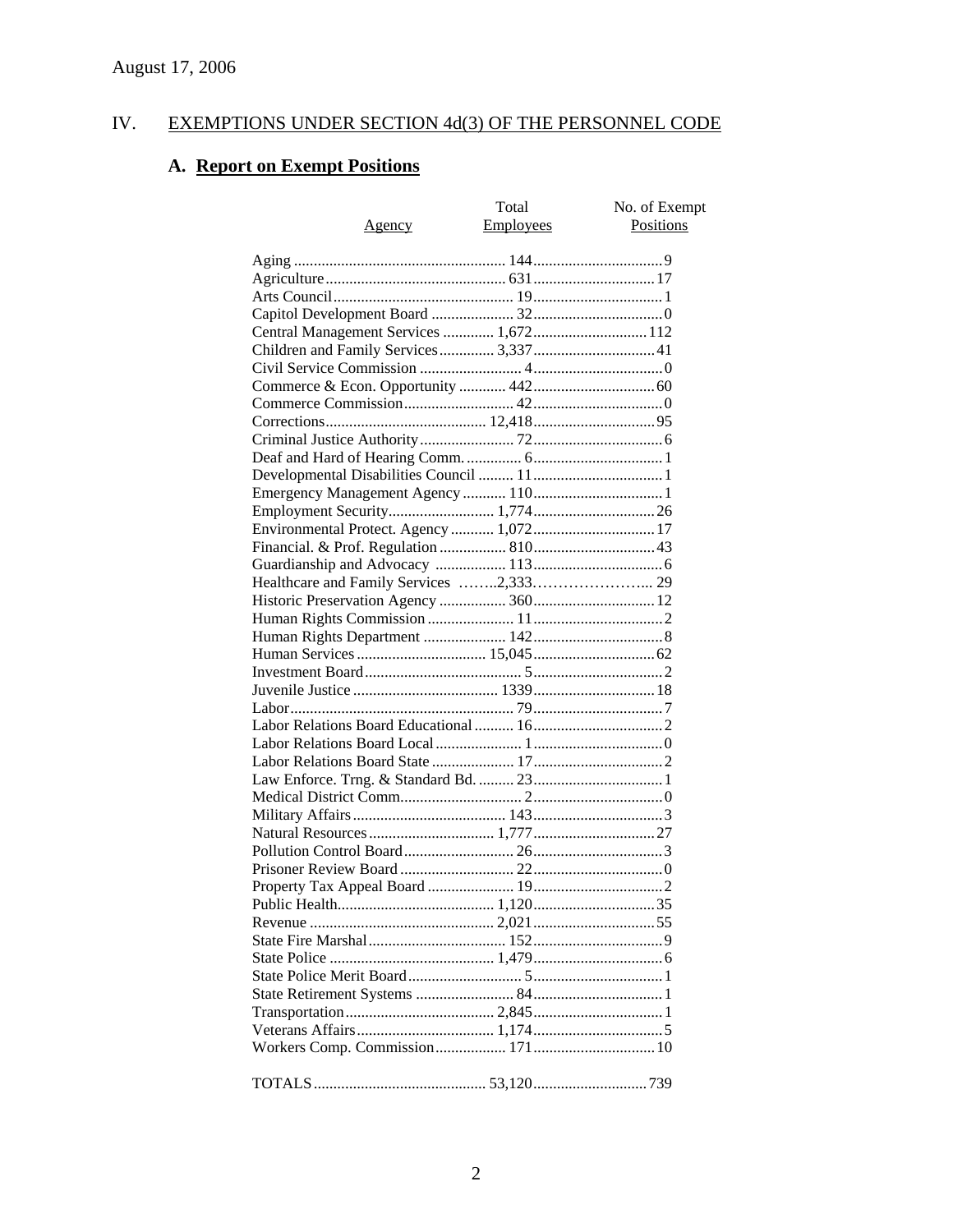August 17, 2006

## IV. EXEMPTIONS UNDER SECTION 4d(3) OF THE PERSONNEL CODE

### A. Report on Exempt Positions

| Agency | Total Employees | No. of Exempt Positions |
|---|---|---|
| Aging | 144 | 9 |
| Agriculture | 631 | 17 |
| Arts Council | 19 | 1 |
| Capitol Development Board | 32 | 0 |
| Central Management Services | 1,672 | 112 |
| Children and Family Services | 3,337 | 41 |
| Civil Service Commission | 4 | 0 |
| Commerce & Econ. Opportunity | 442 | 60 |
| Commerce Commission | 42 | 0 |
| Corrections | 12,418 | 95 |
| Criminal Justice Authority | 72 | 6 |
| Deaf and Hard of Hearing Comm. | 6 | 1 |
| Developmental Disabilities Council | 11 | 1 |
| Emergency Management Agency | 110 | 1 |
| Employment Security | 1,774 | 26 |
| Environmental Protect. Agency | 1,072 | 17 |
| Financial. & Prof. Regulation | 810 | 43 |
| Guardianship and Advocacy | 113 | 6 |
| Healthcare and Family Services | 2,333 | 29 |
| Historic Preservation Agency | 360 | 12 |
| Human Rights Commission | 11 | 2 |
| Human Rights Department | 142 | 8 |
| Human Services | 15,045 | 62 |
| Investment Board | 5 | 2 |
| Juvenile Justice | 1339 | 18 |
| Labor | 79 | 7 |
| Labor Relations Board Educational | 16 | 2 |
| Labor Relations Board Local | 1 | 0 |
| Labor Relations Board State | 17 | 2 |
| Law Enforce. Trng. & Standard Bd. | 23 | 1 |
| Medical District Comm. | 2 | 0 |
| Military Affairs | 143 | 3 |
| Natural Resources | 1,777 | 27 |
| Pollution Control Board | 26 | 3 |
| Prisoner Review Board | 22 | 0 |
| Property Tax Appeal Board | 19 | 2 |
| Public Health | 1,120 | 35 |
| Revenue | 2,021 | 55 |
| State Fire Marshal | 152 | 9 |
| State Police | 1,479 | 6 |
| State Police Merit Board | 5 | 1 |
| State Retirement Systems | 84 | 1 |
| Transportation | 2,845 | 1 |
| Veterans Affairs | 1,174 | 5 |
| Workers Comp. Commission | 171 | 10 |
| TOTALS | 53,120 | 739 |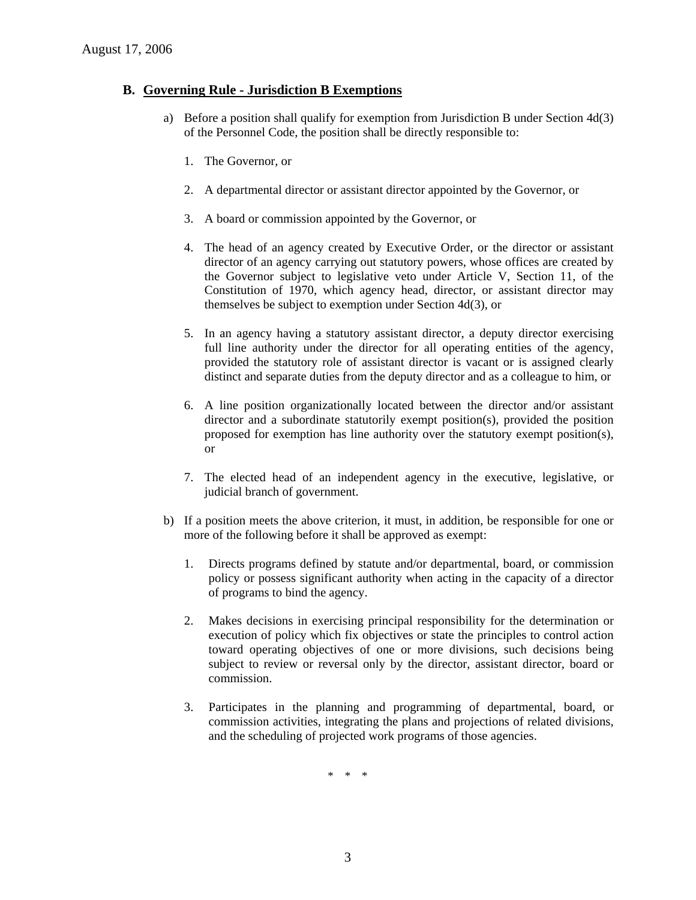August 17, 2006

### B. Governing Rule - Jurisdiction B Exemptions

a) Before a position shall qualify for exemption from Jurisdiction B under Section 4d(3) of the Personnel Code, the position shall be directly responsible to:

1. The Governor, or

2. A departmental director or assistant director appointed by the Governor, or

3. A board or commission appointed by the Governor, or

4. The head of an agency created by Executive Order, or the director or assistant director of an agency carrying out statutory powers, whose offices are created by the Governor subject to legislative veto under Article V, Section 11, of the Constitution of 1970, which agency head, director, or assistant director may themselves be subject to exemption under Section 4d(3), or

5. In an agency having a statutory assistant director, a deputy director exercising full line authority under the director for all operating entities of the agency, provided the statutory role of assistant director is vacant or is assigned clearly distinct and separate duties from the deputy director and as a colleague to him, or

6. A line position organizationally located between the director and/or assistant director and a subordinate statutorily exempt position(s), provided the position proposed for exemption has line authority over the statutory exempt position(s), or

7. The elected head of an independent agency in the executive, legislative, or judicial branch of government.

b) If a position meets the above criterion, it must, in addition, be responsible for one or more of the following before it shall be approved as exempt:

1. Directs programs defined by statute and/or departmental, board, or commission policy or possess significant authority when acting in the capacity of a director of programs to bind the agency.

2. Makes decisions in exercising principal responsibility for the determination or execution of policy which fix objectives or state the principles to control action toward operating objectives of one or more divisions, such decisions being subject to review or reversal only by the director, assistant director, board or commission.

3. Participates in the planning and programming of departmental, board, or commission activities, integrating the plans and projections of related divisions, and the scheduling of projected work programs of those agencies.

\* \* \*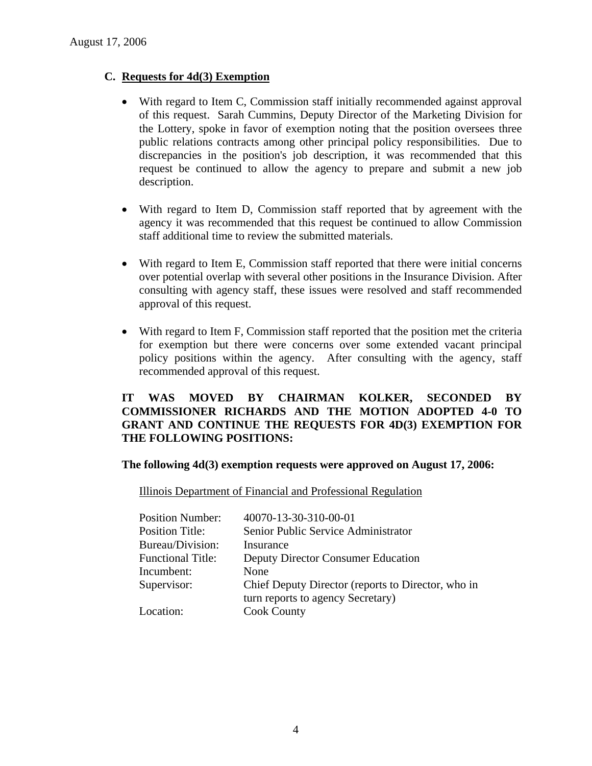August 17, 2006

## C. Requests for 4d(3) Exemption

- With regard to Item C, Commission staff initially recommended against approval of this request. Sarah Cummins, Deputy Director of the Marketing Division for the Lottery, spoke in favor of exemption noting that the position oversees three public relations contracts among other principal policy responsibilities. Due to discrepancies in the position's job description, it was recommended that this request be continued to allow the agency to prepare and submit a new job description.

- With regard to Item D, Commission staff reported that by agreement with the agency it was recommended that this request be continued to allow Commission staff additional time to review the submitted materials.

- With regard to Item E, Commission staff reported that there were initial concerns over potential overlap with several other positions in the Insurance Division. After consulting with agency staff, these issues were resolved and staff recommended approval of this request.

- With regard to Item F, Commission staff reported that the position met the criteria for exemption but there were concerns over some extended vacant principal policy positions within the agency. After consulting with the agency, staff recommended approval of this request.

**IT WAS MOVED BY CHAIRMAN KOLKER, SECONDED BY COMMISSIONER RICHARDS AND THE MOTION ADOPTED 4-0 TO GRANT AND CONTINUE THE REQUESTS FOR 4D(3) EXEMPTION FOR THE FOLLOWING POSITIONS:**

**The following 4d(3) exemption requests were approved on August 17, 2006:**

Illinois Department of Financial and Professional Regulation

| | |
|---|---|
| Position Number: | 40070-13-30-310-00-01 |
| Position Title: | Senior Public Service Administrator |
| Bureau/Division: | Insurance |
| Functional Title: | Deputy Director Consumer Education |
| Incumbent: | None |
| Supervisor: | Chief Deputy Director (reports to Director, who in turn reports to agency Secretary) |
| Location: | Cook County |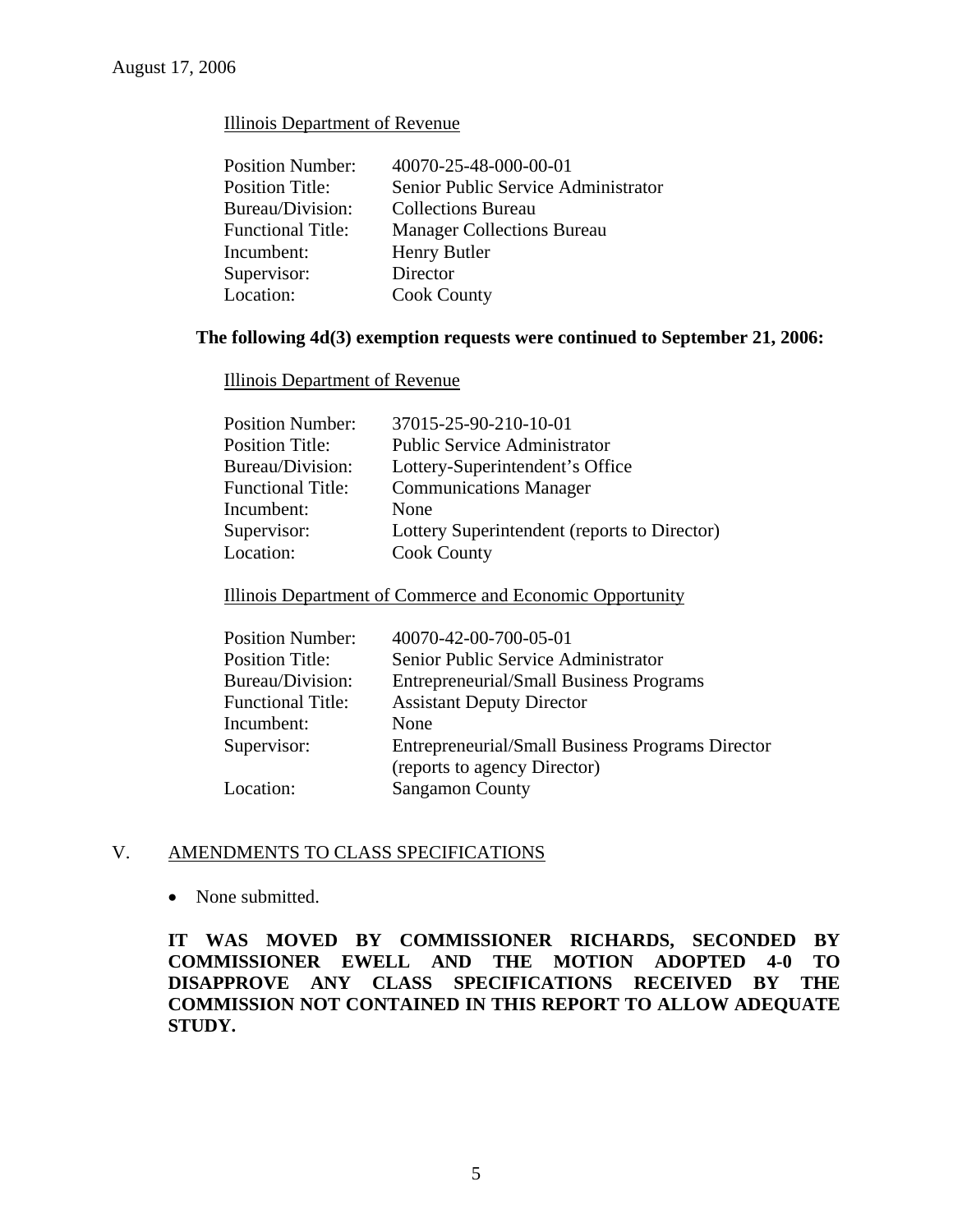Illinois Department of Revenue

| | |
|---|---|
| Position Number: | 40070-25-48-000-00-01 |
| Position Title: | Senior Public Service Administrator |
| Bureau/Division: | Collections Bureau |
| Functional Title: | Manager Collections Bureau |
| Incumbent: | Henry Butler |
| Supervisor: | Director |
| Location: | Cook County |

**The following 4d(3) exemption requests were continued to September 21, 2006:**

Illinois Department of Revenue

| | |
|---|---|
| Position Number: | 37015-25-90-210-10-01 |
| Position Title: | Public Service Administrator |
| Bureau/Division: | Lottery-Superintendent's Office |
| Functional Title: | Communications Manager |
| Incumbent: | None |
| Supervisor: | Lottery Superintendent (reports to Director) |
| Location: | Cook County |

Illinois Department of Commerce and Economic Opportunity

| | |
|---|---|
| Position Number: | 40070-42-00-700-05-01 |
| Position Title: | Senior Public Service Administrator |
| Bureau/Division: | Entrepreneurial/Small Business Programs |
| Functional Title: | Assistant Deputy Director |
| Incumbent: | None |
| Supervisor: | Entrepreneurial/Small Business Programs Director (reports to agency Director) |
| Location: | Sangamon County |

## V. AMENDMENTS TO CLASS SPECIFICATIONS

- None submitted.

**IT WAS MOVED BY COMMISSIONER RICHARDS, SECONDED BY COMMISSIONER EWELL AND THE MOTION ADOPTED 4-0 TO DISAPPROVE ANY CLASS SPECIFICATIONS RECEIVED BY THE COMMISSION NOT CONTAINED IN THIS REPORT TO ALLOW ADEQUATE STUDY.**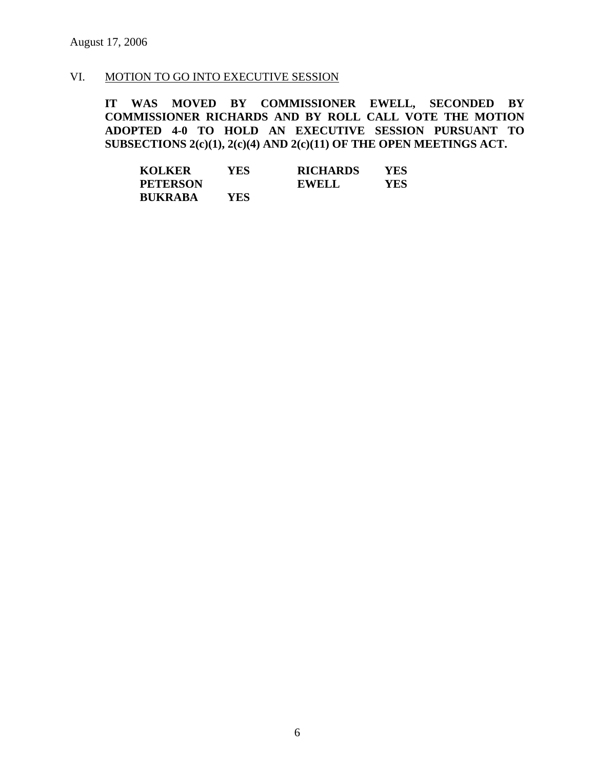August 17, 2006

VI. <u>MOTION TO GO INTO EXECUTIVE SESSION</u>

**IT WAS MOVED BY COMMISSIONER EWELL, SECONDED BY COMMISSIONER RICHARDS AND BY ROLL CALL VOTE THE MOTION ADOPTED 4-0 TO HOLD AN EXECUTIVE SESSION PURSUANT TO SUBSECTIONS 2(c)(1), 2(c)(4) AND 2(c)(11) OF THE OPEN MEETINGS ACT.**

| | | | |
|---|---|---|---|
| **KOLKER** | **YES** | **RICHARDS** | **YES** |
| **PETERSON** | | **EWELL** | **YES** |
| **BUKRABA** | **YES** | | |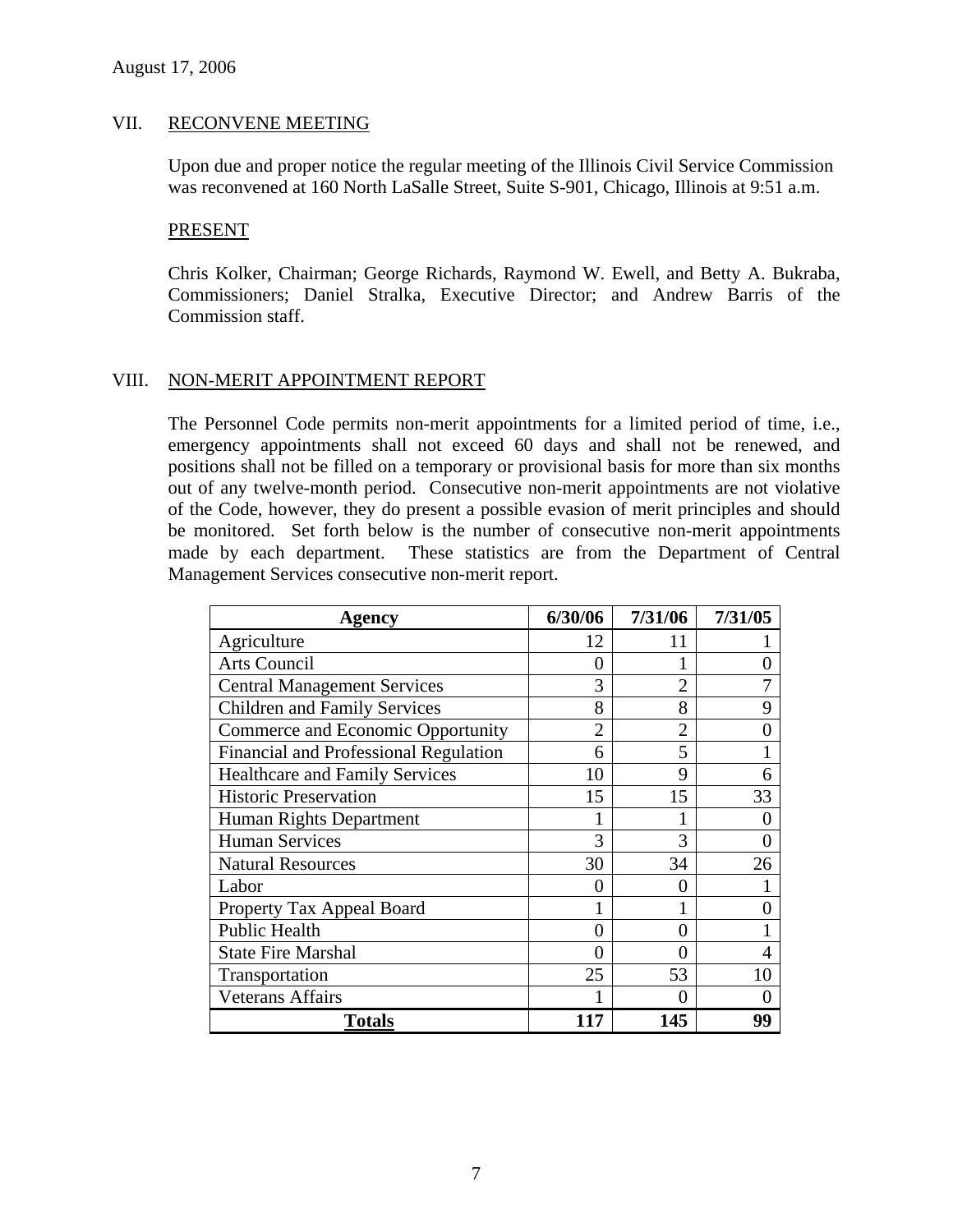August 17, 2006

## VII. RECONVENE MEETING

Upon due and proper notice the regular meeting of the Illinois Civil Service Commission was reconvened at 160 North LaSalle Street, Suite S-901, Chicago, Illinois at 9:51 a.m.

### PRESENT

Chris Kolker, Chairman; George Richards, Raymond W. Ewell, and Betty A. Bukraba, Commissioners; Daniel Stralka, Executive Director; and Andrew Barris of the Commission staff.

## VIII. NON-MERIT APPOINTMENT REPORT

The Personnel Code permits non-merit appointments for a limited period of time, i.e., emergency appointments shall not exceed 60 days and shall not be renewed, and positions shall not be filled on a temporary or provisional basis for more than six months out of any twelve-month period. Consecutive non-merit appointments are not violative of the Code, however, they do present a possible evasion of merit principles and should be monitored. Set forth below is the number of consecutive non-merit appointments made by each department. These statistics are from the Department of Central Management Services consecutive non-merit report.

| Agency | 6/30/06 | 7/31/06 | 7/31/05 |
|---|---|---|---|
| Agriculture | 12 | 11 | 1 |
| Arts Council | 0 | 1 | 0 |
| Central Management Services | 3 | 2 | 7 |
| Children and Family Services | 8 | 8 | 9 |
| Commerce and Economic Opportunity | 2 | 2 | 0 |
| Financial and Professional Regulation | 6 | 5 | 1 |
| Healthcare and Family Services | 10 | 9 | 6 |
| Historic Preservation | 15 | 15 | 33 |
| Human Rights Department | 1 | 1 | 0 |
| Human Services | 3 | 3 | 0 |
| Natural Resources | 30 | 34 | 26 |
| Labor | 0 | 0 | 1 |
| Property Tax Appeal Board | 1 | 1 | 0 |
| Public Health | 0 | 0 | 1 |
| State Fire Marshal | 0 | 0 | 4 |
| Transportation | 25 | 53 | 10 |
| Veterans Affairs | 1 | 0 | 0 |
| **Totals** | **117** | **145** | **99** |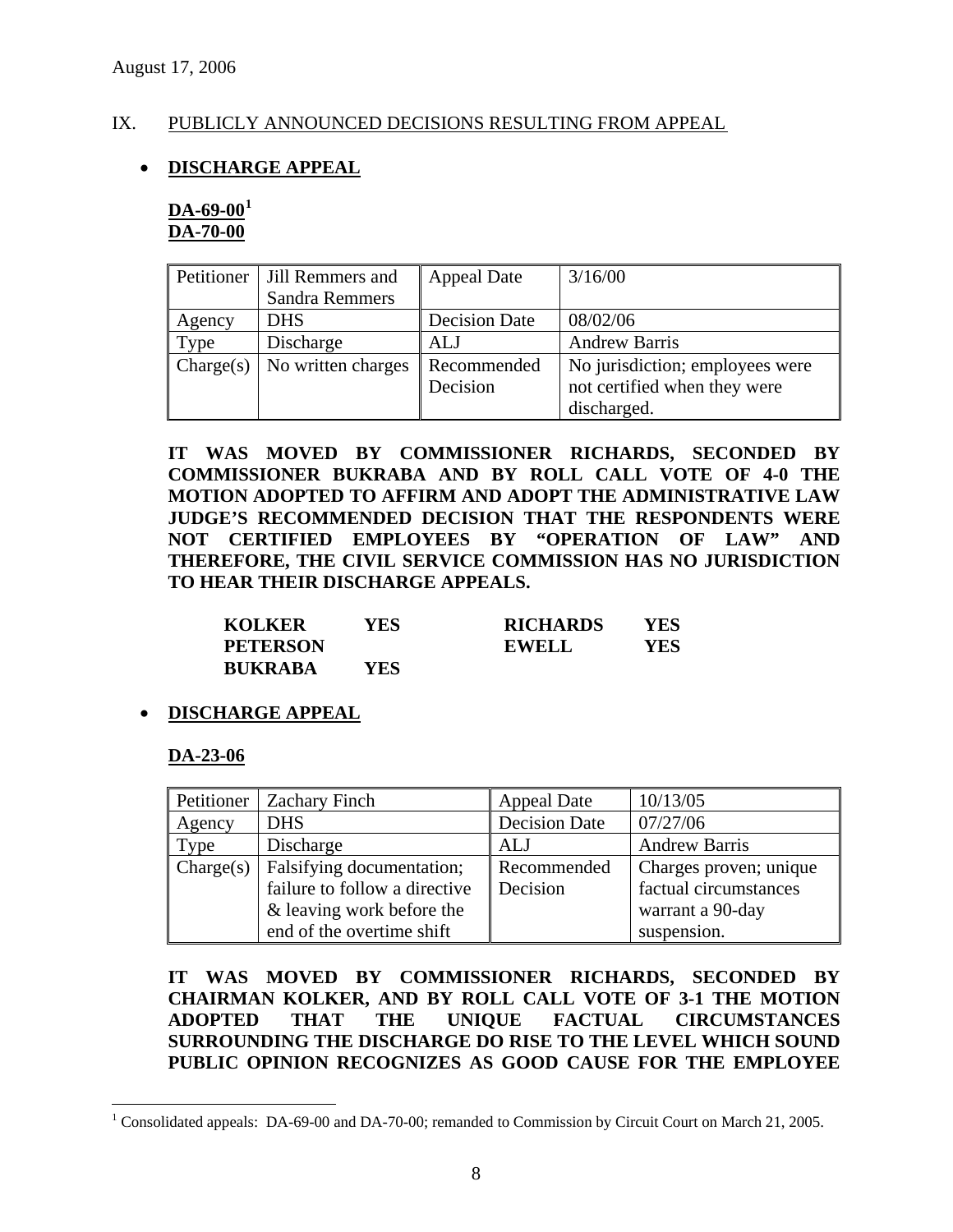August 17, 2006

## IX. PUBLICLY ANNOUNCED DECISIONS RESULTING FROM APPEAL

- **DISCHARGE APPEAL**

**DA-69-00[1]**
**DA-70-00**

| Petitioner | Jill Remmers and Sandra Remmers | Appeal Date | 3/16/00 |
|---|---|---|---|
| Agency | DHS | Decision Date | 08/02/06 |
| Type | Discharge | ALJ | Andrew Barris |
| Charge(s) | No written charges | Recommended Decision | No jurisdiction; employees were not certified when they were discharged. |

**IT WAS MOVED BY COMMISSIONER RICHARDS, SECONDED BY COMMISSIONER BUKRABA AND BY ROLL CALL VOTE OF 4-0 THE MOTION ADOPTED TO AFFIRM AND ADOPT THE ADMINISTRATIVE LAW JUDGE'S RECOMMENDED DECISION THAT THE RESPONDENTS WERE NOT CERTIFIED EMPLOYEES BY "OPERATION OF LAW" AND THEREFORE, THE CIVIL SERVICE COMMISSION HAS NO JURISDICTION TO HEAR THEIR DISCHARGE APPEALS.**

| | | | |
|---|---|---|---|
| **KOLKER** | **YES** | **RICHARDS** | **YES** |
| **PETERSON** | | **EWELL** | **YES** |
| **BUKRABA** | **YES** | | |

- **DISCHARGE APPEAL**

**DA-23-06**

| Petitioner | Zachary Finch | Appeal Date | 10/13/05 |
|---|---|---|---|
| Agency | DHS | Decision Date | 07/27/06 |
| Type | Discharge | ALJ | Andrew Barris |
| Charge(s) | Falsifying documentation; failure to follow a directive & leaving work before the end of the overtime shift | Recommended Decision | Charges proven; unique factual circumstances warrant a 90-day suspension. |

**IT WAS MOVED BY COMMISSIONER RICHARDS, SECONDED BY CHAIRMAN KOLKER, AND BY ROLL CALL VOTE OF 3-1 THE MOTION ADOPTED THAT THE UNIQUE FACTUAL CIRCUMSTANCES SURROUNDING THE DISCHARGE DO RISE TO THE LEVEL WHICH SOUND PUBLIC OPINION RECOGNIZES AS GOOD CAUSE FOR THE EMPLOYEE**

[1] Consolidated appeals: DA-69-00 and DA-70-00; remanded to Commission by Circuit Court on March 21, 2005.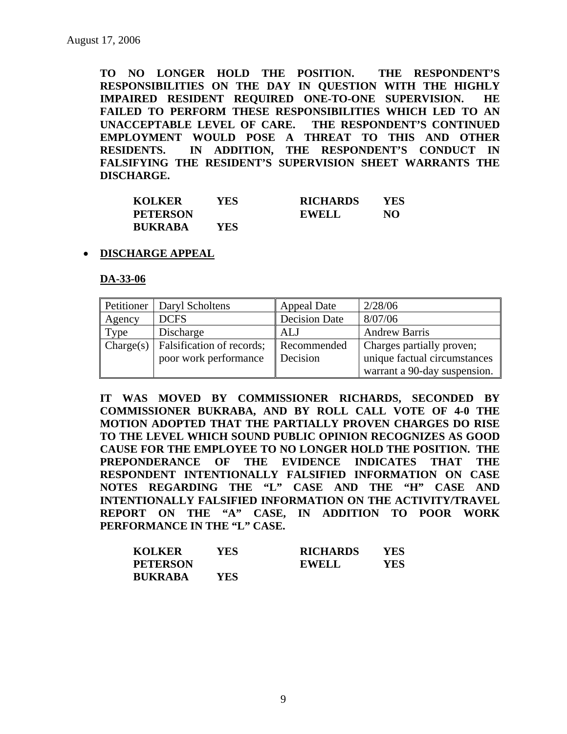August 17, 2006

**TO NO LONGER HOLD THE POSITION. THE RESPONDENT'S RESPONSIBILITIES ON THE DAY IN QUESTION WITH THE HIGHLY IMPAIRED RESIDENT REQUIRED ONE-TO-ONE SUPERVISION. HE FAILED TO PERFORM THESE RESPONSIBILITIES WHICH LED TO AN UNACCEPTABLE LEVEL OF CARE. THE RESPONDENT'S CONTINUED EMPLOYMENT WOULD POSE A THREAT TO THIS AND OTHER RESIDENTS. IN ADDITION, THE RESPONDENT'S CONDUCT IN FALSIFYING THE RESIDENT'S SUPERVISION SHEET WARRANTS THE DISCHARGE.**

| | | | |
|---|---|---|---|
| **KOLKER** | **YES** | **RICHARDS** | **YES** |
| **PETERSON** | | **EWELL** | **NO** |
| **BUKRABA** | **YES** | | |

- **DISCHARGE APPEAL**

**DA-33-06**

| Petitioner | Daryl Scholtens | Appeal Date | 2/28/06 |
|---|---|---|---|
| Agency | DCFS | Decision Date | 8/07/06 |
| Type | Discharge | ALJ | Andrew Barris |
| Charge(s) | Falsification of records; poor work performance | Recommended Decision | Charges partially proven; unique factual circumstances warrant a 90-day suspension. |

**IT WAS MOVED BY COMMISSIONER RICHARDS, SECONDED BY COMMISSIONER BUKRABA, AND BY ROLL CALL VOTE OF 4-0 THE MOTION ADOPTED THAT THE PARTIALLY PROVEN CHARGES DO RISE TO THE LEVEL WHICH SOUND PUBLIC OPINION RECOGNIZES AS GOOD CAUSE FOR THE EMPLOYEE TO NO LONGER HOLD THE POSITION. THE PREPONDERANCE OF THE EVIDENCE INDICATES THAT THE RESPONDENT INTENTIONALLY FALSIFIED INFORMATION ON CASE NOTES REGARDING THE "L" CASE AND THE "H" CASE AND INTENTIONALLY FALSIFIED INFORMATION ON THE ACTIVITY/TRAVEL REPORT ON THE "A" CASE, IN ADDITION TO POOR WORK PERFORMANCE IN THE "L" CASE.**

| | | | |
|---|---|---|---|
| **KOLKER** | **YES** | **RICHARDS** | **YES** |
| **PETERSON** | | **EWELL** | **YES** |
| **BUKRABA** | **YES** | | |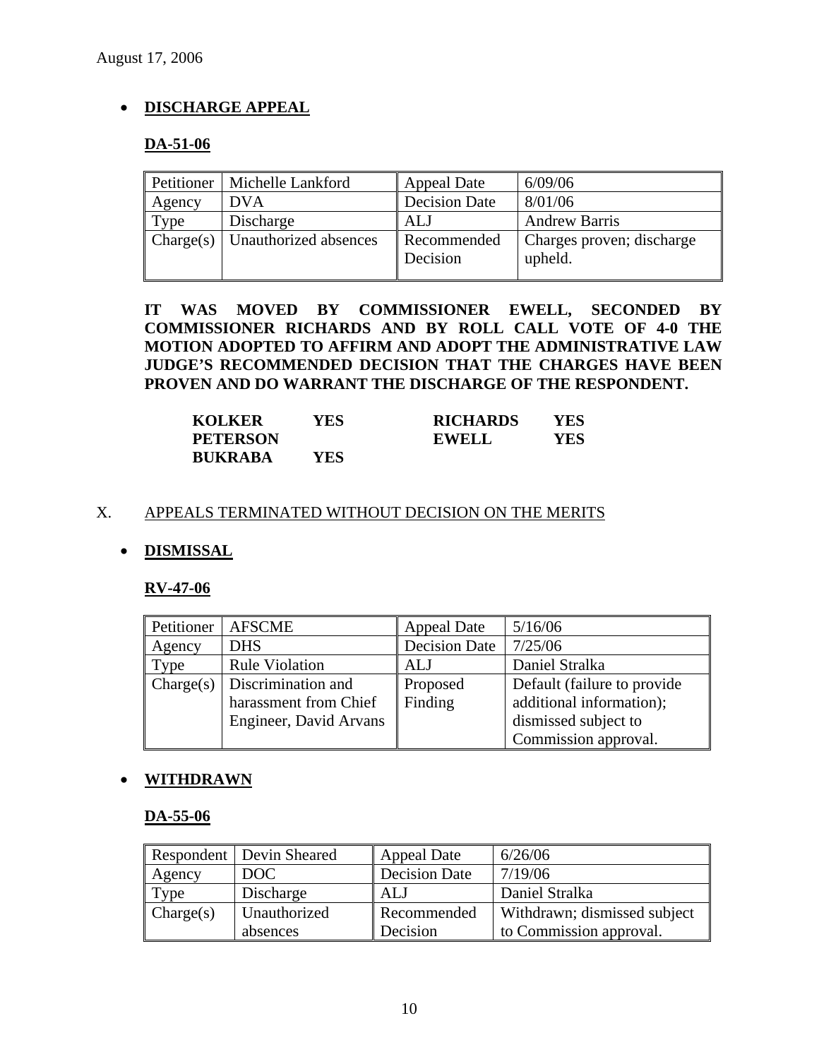August 17, 2006

- **DISCHARGE APPEAL**

**DA-51-06**

| Petitioner | Michelle Lankford | Appeal Date | 6/09/06 |
|---|---|---|---|
| Agency | DVA | Decision Date | 8/01/06 |
| Type | Discharge | ALJ | Andrew Barris |
| Charge(s) | Unauthorized absences | Recommended Decision | Charges proven; discharge upheld. |

**IT WAS MOVED BY COMMISSIONER EWELL, SECONDED BY COMMISSIONER RICHARDS AND BY ROLL CALL VOTE OF 4-0 THE MOTION ADOPTED TO AFFIRM AND ADOPT THE ADMINISTRATIVE LAW JUDGE'S RECOMMENDED DECISION THAT THE CHARGES HAVE BEEN PROVEN AND DO WARRANT THE DISCHARGE OF THE RESPONDENT.**

| | | | |
|---|---|---|---|
| **KOLKER** | **YES** | **RICHARDS** | **YES** |
| **PETERSON** | | **EWELL** | **YES** |
| **BUKRABA** | **YES** | | |

X. APPEALS TERMINATED WITHOUT DECISION ON THE MERITS

- **DISMISSAL**

**RV-47-06**

| Petitioner | AFSCME | Appeal Date | 5/16/06 |
|---|---|---|---|
| Agency | DHS | Decision Date | 7/25/06 |
| Type | Rule Violation | ALJ | Daniel Stralka |
| Charge(s) | Discrimination and harassment from Chief Engineer, David Arvans | Proposed Finding | Default (failure to provide additional information); dismissed subject to Commission approval. |

- **WITHDRAWN**

**DA-55-06**

| Respondent | Devin Sheared | Appeal Date | 6/26/06 |
|---|---|---|---|
| Agency | DOC | Decision Date | 7/19/06 |
| Type | Discharge | ALJ | Daniel Stralka |
| Charge(s) | Unauthorized absences | Recommended Decision | Withdrawn; dismissed subject to Commission approval. |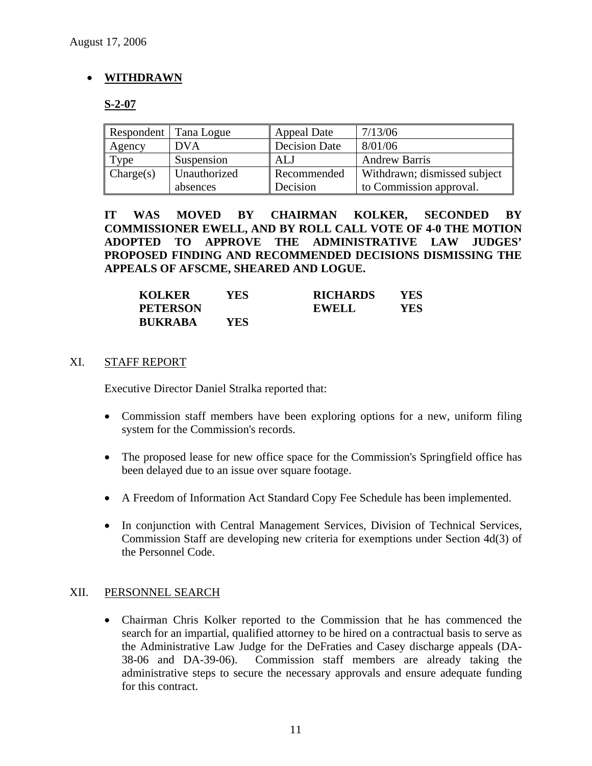August 17, 2006

- **WITHDRAWN**

**S-2-07**

| Respondent | Tana Logue | Appeal Date | 7/13/06 |
|---|---|---|---|
| Agency | DVA | Decision Date | 8/01/06 |
| Type | Suspension | ALJ | Andrew Barris |
| Charge(s) | Unauthorized absences | Recommended Decision | Withdrawn; dismissed subject to Commission approval. |

**IT WAS MOVED BY CHAIRMAN KOLKER, SECONDED BY COMMISSIONER EWELL, AND BY ROLL CALL VOTE OF 4-0 THE MOTION ADOPTED TO APPROVE THE ADMINISTRATIVE LAW JUDGES' PROPOSED FINDING AND RECOMMENDED DECISIONS DISMISSING THE APPEALS OF AFSCME, SHEARED AND LOGUE.**

| | | | |
|---|---|---|---|
| **KOLKER** | **YES** | **RICHARDS** | **YES** |
| **PETERSON** | | **EWELL** | **YES** |
| **BUKRABA** | **YES** | | |

## XI. STAFF REPORT

Executive Director Daniel Stralka reported that:

- Commission staff members have been exploring options for a new, uniform filing system for the Commission's records.
- The proposed lease for new office space for the Commission's Springfield office has been delayed due to an issue over square footage.
- A Freedom of Information Act Standard Copy Fee Schedule has been implemented.
- In conjunction with Central Management Services, Division of Technical Services, Commission Staff are developing new criteria for exemptions under Section 4d(3) of the Personnel Code.

## XII. PERSONNEL SEARCH

- Chairman Chris Kolker reported to the Commission that he has commenced the search for an impartial, qualified attorney to be hired on a contractual basis to serve as the Administrative Law Judge for the DeFraties and Casey discharge appeals (DA-38-06 and DA-39-06). Commission staff members are already taking the administrative steps to secure the necessary approvals and ensure adequate funding for this contract.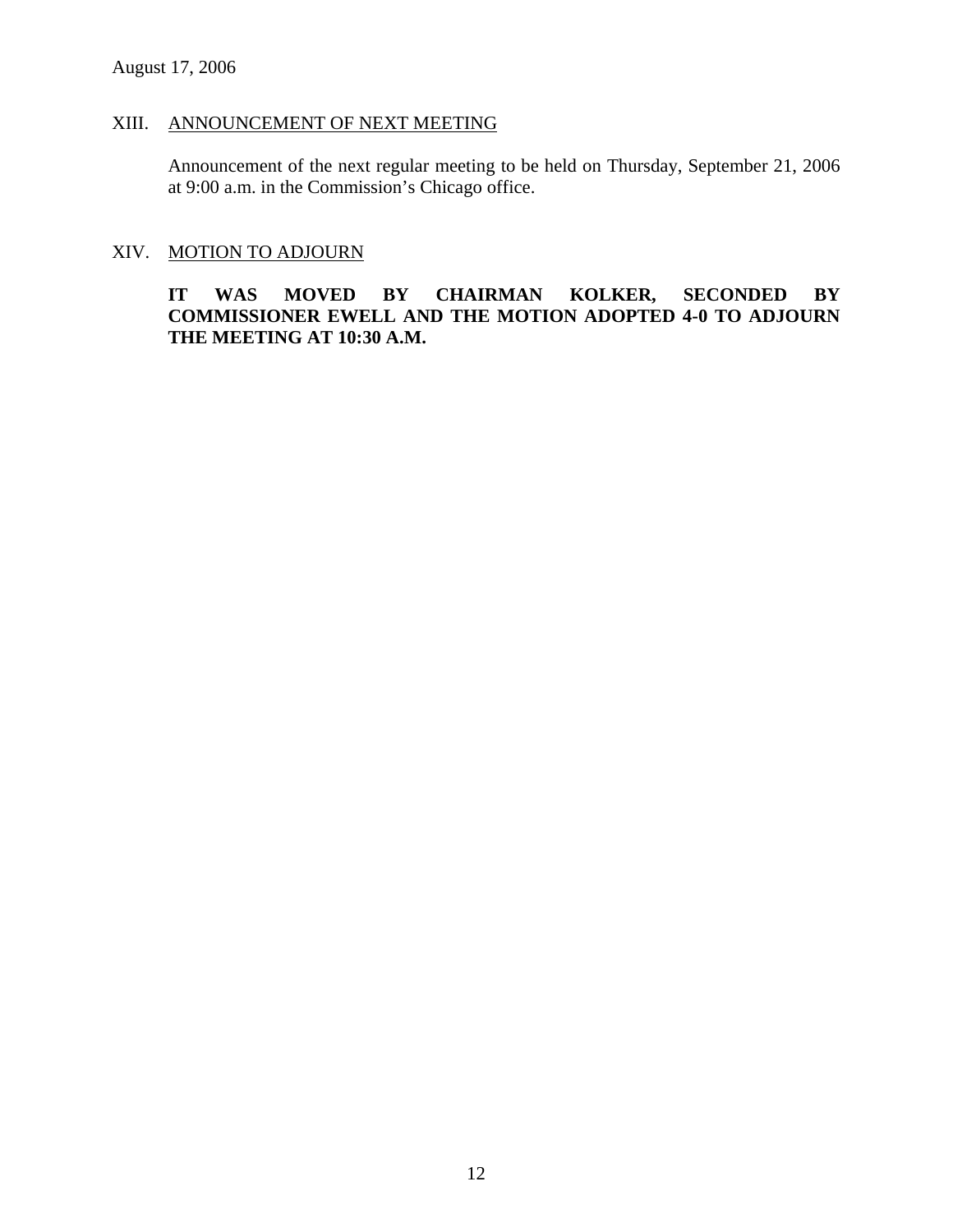August 17, 2006

## XIII. ANNOUNCEMENT OF NEXT MEETING

Announcement of the next regular meeting to be held on Thursday, September 21, 2006 at 9:00 a.m. in the Commission's Chicago office.

## XIV. MOTION TO ADJOURN

**IT WAS MOVED BY CHAIRMAN KOLKER, SECONDED BY COMMISSIONER EWELL AND THE MOTION ADOPTED 4-0 TO ADJOURN THE MEETING AT 10:30 A.M.**